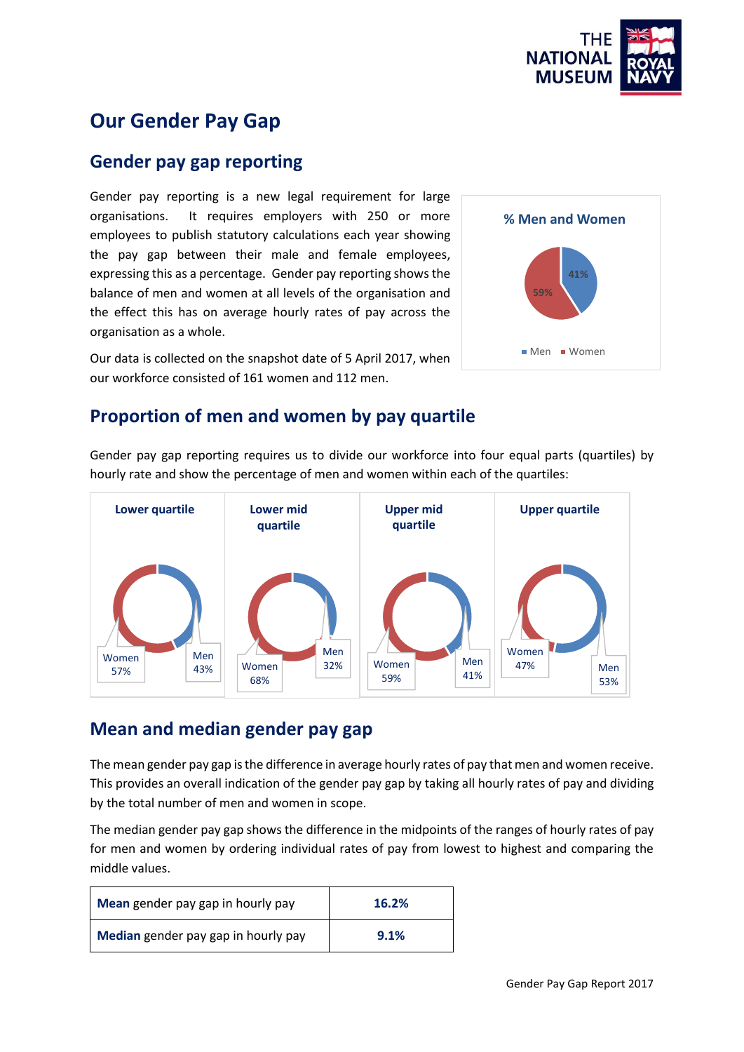# Our Gender Pay Gap

## Gender pay gap reporting

Gender pay reporting is a new legal requirement for large organisations. It requires employers with 250 or more employees to publish statutory calculations each year showing the pay gap between their male and female employees, expressing this as a percentage. Gender pay reporting shows the balance of men and women at all levels of the organisation and the effect this has on average hourly rates of pay across the organisation as a whole.

Our data is collected on the snapshot date of 5 April 2017, when our workforce consisted of 161 women and 112 men.

**% Men and Women**

- Men: 41%
- Women: 59%

## Proportion of men and women by pay quartile

Gender pay gap reporting requires us to divide our workforce into four equal parts (quartiles) by hourly rate and show the percentage of men and women within each of the quartiles:

| | Lower quartile | Lower mid quartile | Upper mid quartile | Upper quartile |
|---|---|---|---|---|
| Women | 57% | 68% | 59% | 47% |
| Men | 43% | 32% | 41% | 53% |

## Mean and median gender pay gap

The mean gender pay gap is the difference in average hourly rates of pay that men and women receive. This provides an overall indication of the gender pay gap by taking all hourly rates of pay and dividing by the total number of men and women in scope.

The median gender pay gap shows the difference in the midpoints of the ranges of hourly rates of pay for men and women by ordering individual rates of pay from lowest to highest and comparing the middle values.

| | |
|---|---|
| **Mean** gender pay gap in hourly pay | **16.2%** |
| **Median** gender pay gap in hourly pay | **9.1%** |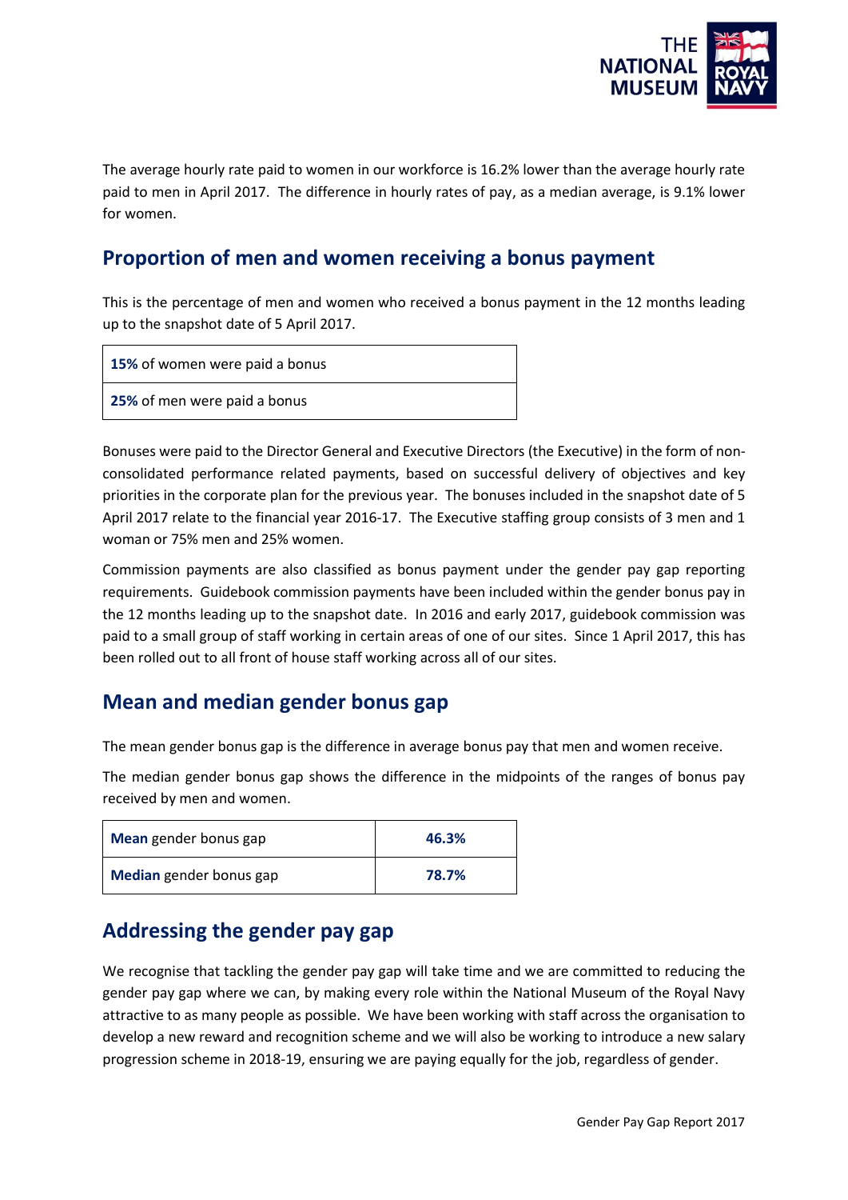The average hourly rate paid to women in our workforce is 16.2% lower than the average hourly rate paid to men in April 2017. The difference in hourly rates of pay, as a median average, is 9.1% lower for women.

## Proportion of men and women receiving a bonus payment

This is the percentage of men and women who received a bonus payment in the 12 months leading up to the snapshot date of 5 April 2017.

| **15%** of women were paid a bonus |
|---|
| **25%** of men were paid a bonus |

Bonuses were paid to the Director General and Executive Directors (the Executive) in the form of non-consolidated performance related payments, based on successful delivery of objectives and key priorities in the corporate plan for the previous year. The bonuses included in the snapshot date of 5 April 2017 relate to the financial year 2016-17. The Executive staffing group consists of 3 men and 1 woman or 75% men and 25% women.

Commission payments are also classified as bonus payment under the gender pay gap reporting requirements. Guidebook commission payments have been included within the gender bonus pay in the 12 months leading up to the snapshot date. In 2016 and early 2017, guidebook commission was paid to a small group of staff working in certain areas of one of our sites. Since 1 April 2017, this has been rolled out to all front of house staff working across all of our sites.

## Mean and median gender bonus gap

The mean gender bonus gap is the difference in average bonus pay that men and women receive.

The median gender bonus gap shows the difference in the midpoints of the ranges of bonus pay received by men and women.

| | |
|---|---|
| **Mean** gender bonus gap | **46.3%** |
| **Median** gender bonus gap | **78.7%** |

## Addressing the gender pay gap

We recognise that tackling the gender pay gap will take time and we are committed to reducing the gender pay gap where we can, by making every role within the National Museum of the Royal Navy attractive to as many people as possible. We have been working with staff across the organisation to develop a new reward and recognition scheme and we will also be working to introduce a new salary progression scheme in 2018-19, ensuring we are paying equally for the job, regardless of gender.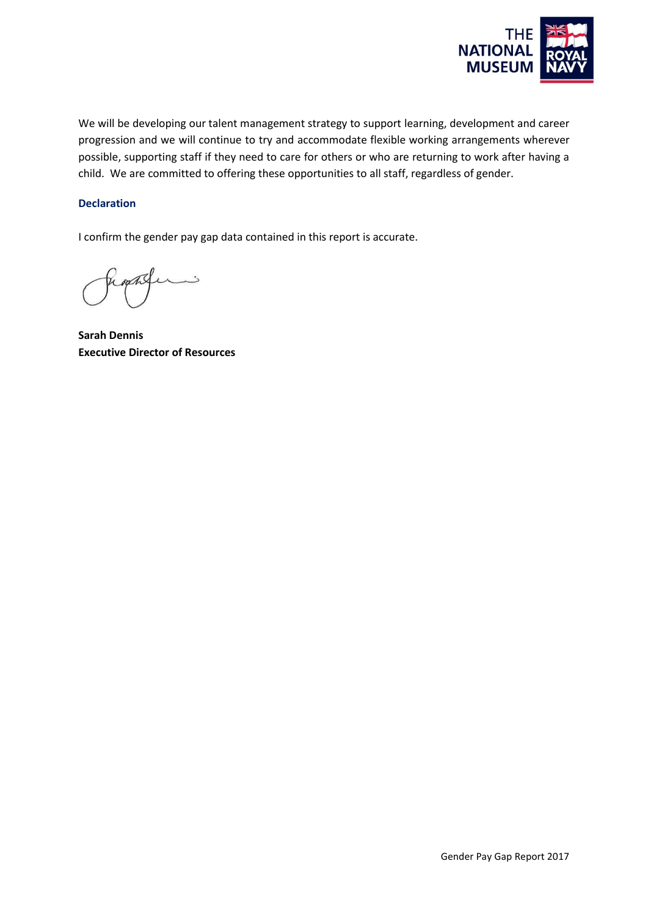We will be developing our talent management strategy to support learning, development and career progression and we will continue to try and accommodate flexible working arrangements wherever possible, supporting staff if they need to care for others or who are returning to work after having a child. We are committed to offering these opportunities to all staff, regardless of gender.

### Declaration

I confirm the gender pay gap data contained in this report is accurate.

**Sarah Dennis**
**Executive Director of Resources**